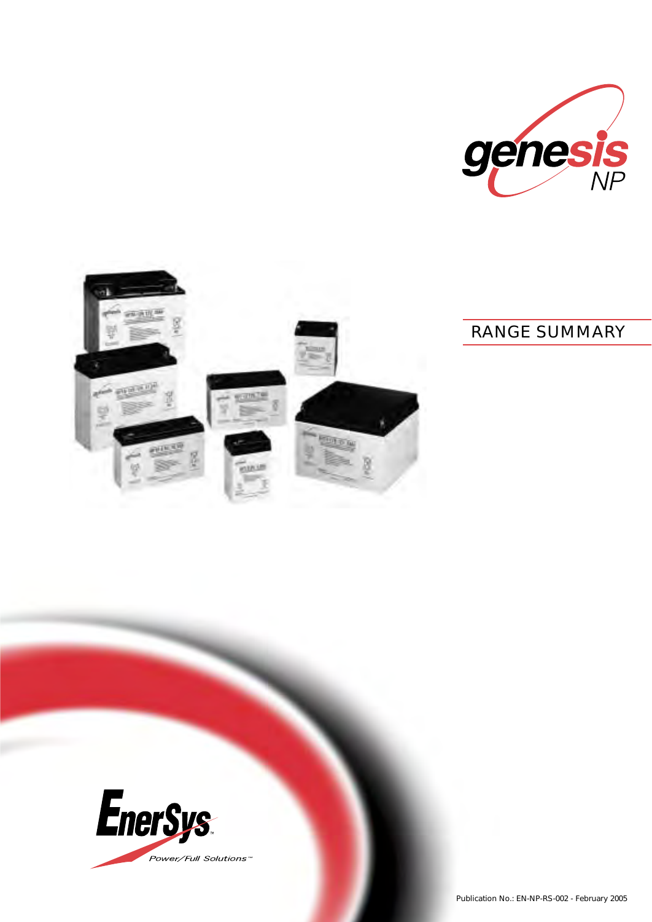genesis NP

# RANGE SUMMARY

EnerSys

Power/Full Solutions™

Publication No.: EN-NP-RS-002 - February 2005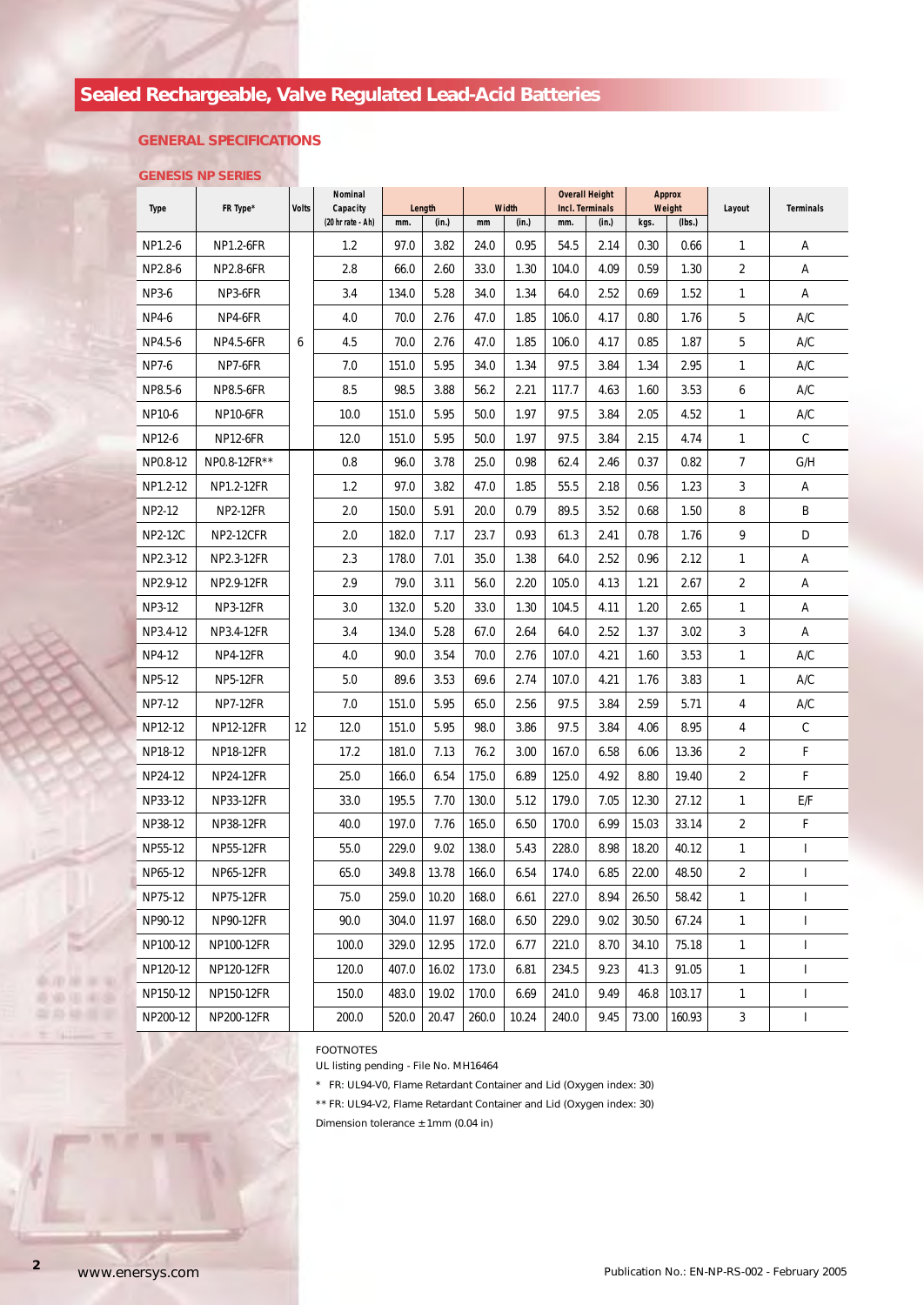# Sealed Rechargeable, Valve Regulated Lead-Acid Batteries

## GENERAL SPECIFICATIONS

### GENESIS NP SERIES

| Type | FR Type* | Volts | Nominal Capacity (20 hr rate - Ah) | Length | | Width | | Overall Height Incl. Terminals | | Approx Weight | | Layout | Terminals |
|---|---|---|---|---|---|---|---|---|---|---|---|---|---|
| | | | | mm. | (in.) | mm | (in.) | mm. | (in.) | kgs. | (lbs.) | | |
| NP1.2-6 | NP1.2-6FR | 6 | 1.2 | 97.0 | 3.82 | 24.0 | 0.95 | 54.5 | 2.14 | 0.30 | 0.66 | 1 | A |
| NP2.8-6 | NP2.8-6FR | 6 | 2.8 | 66.0 | 2.60 | 33.0 | 1.30 | 104.0 | 4.09 | 0.59 | 1.30 | 2 | A |
| NP3-6 | NP3-6FR | 6 | 3.4 | 134.0 | 5.28 | 34.0 | 1.34 | 64.0 | 2.52 | 0.69 | 1.52 | 1 | A |
| NP4-6 | NP4-6FR | 6 | 4.0 | 70.0 | 2.76 | 47.0 | 1.85 | 106.0 | 4.17 | 0.80 | 1.76 | 5 | A/C |
| NP4.5-6 | NP4.5-6FR | 6 | 4.5 | 70.0 | 2.76 | 47.0 | 1.85 | 106.0 | 4.17 | 0.85 | 1.87 | 5 | A/C |
| NP7-6 | NP7-6FR | 6 | 7.0 | 151.0 | 5.95 | 34.0 | 1.34 | 97.5 | 3.84 | 1.34 | 2.95 | 1 | A/C |
| NP8.5-6 | NP8.5-6FR | 6 | 8.5 | 98.5 | 3.88 | 56.2 | 2.21 | 117.7 | 4.63 | 1.60 | 3.53 | 6 | A/C |
| NP10-6 | NP10-6FR | 6 | 10.0 | 151.0 | 5.95 | 50.0 | 1.97 | 97.5 | 3.84 | 2.05 | 4.52 | 1 | A/C |
| NP12-6 | NP12-6FR | 6 | 12.0 | 151.0 | 5.95 | 50.0 | 1.97 | 97.5 | 3.84 | 2.15 | 4.74 | 1 | C |
| NP0.8-12 | NP0.8-12FR** | 12 | 0.8 | 96.0 | 3.78 | 25.0 | 0.98 | 62.4 | 2.46 | 0.37 | 0.82 | 7 | G/H |
| NP1.2-12 | NP1.2-12FR | 12 | 1.2 | 97.0 | 3.82 | 47.0 | 1.85 | 55.5 | 2.18 | 0.56 | 1.23 | 3 | A |
| NP2-12 | NP2-12FR | 12 | 2.0 | 150.0 | 5.91 | 20.0 | 0.79 | 89.5 | 3.52 | 0.68 | 1.50 | 8 | B |
| NP2-12C | NP2-12CFR | 12 | 2.0 | 182.0 | 7.17 | 23.7 | 0.93 | 61.3 | 2.41 | 0.78 | 1.76 | 9 | D |
| NP2.3-12 | NP2.3-12FR | 12 | 2.3 | 178.0 | 7.01 | 35.0 | 1.38 | 64.0 | 2.52 | 0.96 | 2.12 | 1 | A |
| NP2.9-12 | NP2.9-12FR | 12 | 2.9 | 79.0 | 3.11 | 56.0 | 2.20 | 105.0 | 4.13 | 1.21 | 2.67 | 2 | A |
| NP3-12 | NP3-12FR | 12 | 3.0 | 132.0 | 5.20 | 33.0 | 1.30 | 104.5 | 4.11 | 1.20 | 2.65 | 1 | A |
| NP3.4-12 | NP3.4-12FR | 12 | 3.4 | 134.0 | 5.28 | 67.0 | 2.64 | 64.0 | 2.52 | 1.37 | 3.02 | 3 | A |
| NP4-12 | NP4-12FR | 12 | 4.0 | 90.0 | 3.54 | 70.0 | 2.76 | 107.0 | 4.21 | 1.60 | 3.53 | 1 | A/C |
| NP5-12 | NP5-12FR | 12 | 5.0 | 89.6 | 3.53 | 69.6 | 2.74 | 107.0 | 4.21 | 1.76 | 3.83 | 1 | A/C |
| NP7-12 | NP7-12FR | 12 | 7.0 | 151.0 | 5.95 | 65.0 | 2.56 | 97.5 | 3.84 | 2.59 | 5.71 | 4 | A/C |
| NP12-12 | NP12-12FR | 12 | 12.0 | 151.0 | 5.95 | 98.0 | 3.86 | 97.5 | 3.84 | 4.06 | 8.95 | 4 | C |
| NP18-12 | NP18-12FR | 12 | 17.2 | 181.0 | 7.13 | 76.2 | 3.00 | 167.0 | 6.58 | 6.06 | 13.36 | 2 | F |
| NP24-12 | NP24-12FR | 12 | 25.0 | 166.0 | 6.54 | 175.0 | 6.89 | 125.0 | 4.92 | 8.80 | 19.40 | 2 | F |
| NP33-12 | NP33-12FR | 12 | 33.0 | 195.5 | 7.70 | 130.0 | 5.12 | 179.0 | 7.05 | 12.30 | 27.12 | 1 | E/F |
| NP38-12 | NP38-12FR | 12 | 40.0 | 197.0 | 7.76 | 165.0 | 6.50 | 170.0 | 6.99 | 15.03 | 33.14 | 2 | F |
| NP55-12 | NP55-12FR | 12 | 55.0 | 229.0 | 9.02 | 138.0 | 5.43 | 228.0 | 8.98 | 18.20 | 40.12 | 1 | I |
| NP65-12 | NP65-12FR | 12 | 65.0 | 349.8 | 13.78 | 166.0 | 6.54 | 174.0 | 6.85 | 22.00 | 48.50 | 2 | I |
| NP75-12 | NP75-12FR | 12 | 75.0 | 259.0 | 10.20 | 168.0 | 6.61 | 227.0 | 8.94 | 26.50 | 58.42 | 1 | I |
| NP90-12 | NP90-12FR | 12 | 90.0 | 304.0 | 11.97 | 168.0 | 6.50 | 229.0 | 9.02 | 30.50 | 67.24 | 1 | I |
| NP100-12 | NP100-12FR | 12 | 100.0 | 329.0 | 12.95 | 172.0 | 6.77 | 221.0 | 8.70 | 34.10 | 75.18 | 1 | I |
| NP120-12 | NP120-12FR | 12 | 120.0 | 407.0 | 16.02 | 173.0 | 6.81 | 234.5 | 9.23 | 41.3 | 91.05 | 1 | I |
| NP150-12 | NP150-12FR | 12 | 150.0 | 483.0 | 19.02 | 170.0 | 6.69 | 241.0 | 9.49 | 46.8 | 103.17 | 1 | I |
| NP200-12 | NP200-12FR | 12 | 200.0 | 520.0 | 20.47 | 260.0 | 10.24 | 240.0 | 9.45 | 73.00 | 160.93 | 3 | I |

FOOTNOTES

UL listing pending - File No. MH16464

\* FR: UL94-V0, Flame Retardant Container and Lid (Oxygen index: 30)

** FR: UL94-V2, Flame Retardant Container and Lid (Oxygen index: 30)

Dimension tolerance ±1mm (0.04 in)

www.enersys.com

Publication No.: EN-NP-RS-002 - February 2005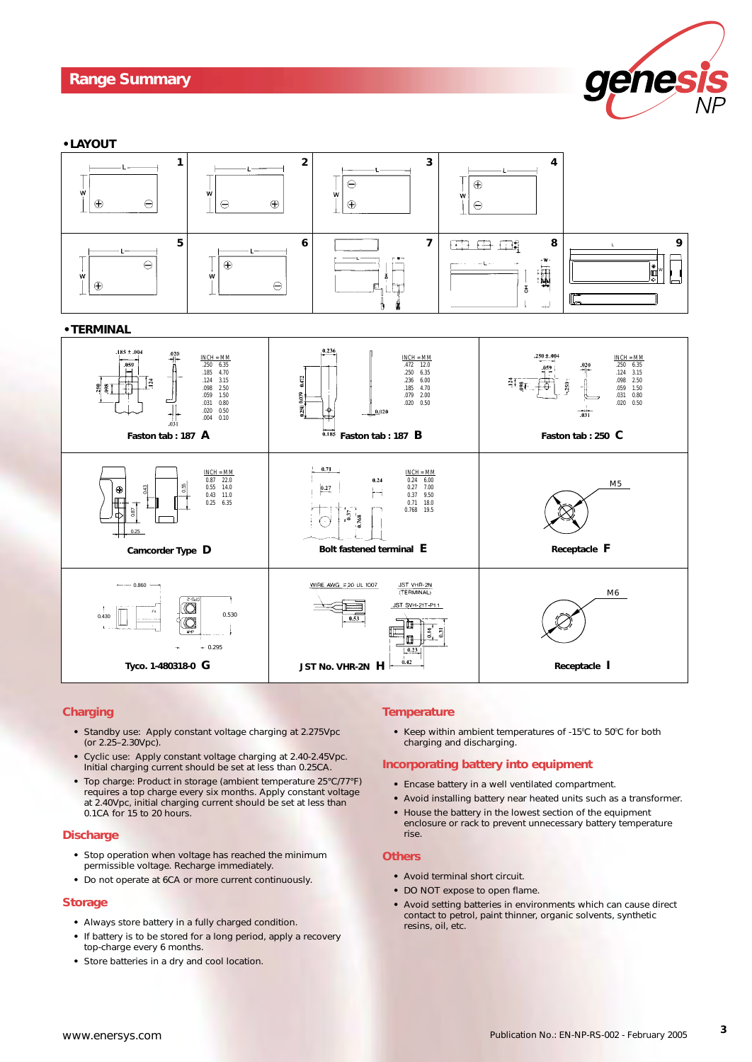# Range Summary

## • LAYOUT

## • TERMINAL

Faston tab : 187 **A**

| INCH | MM |
|---|---|
| .250 | 6.35 |
| .185 | 4.70 |
| .124 | 3.15 |
| .098 | 2.50 |
| .059 | 1.50 |
| .031 | 0.80 |
| .020 | 0.50 |
| .004 | 0.10 |

Faston tab : 187 **B**

| INCH | MM |
|---|---|
| .472 | 12.0 |
| .250 | 6.35 |
| .236 | 6.00 |
| .185 | 4.70 |
| .079 | 2.00 |
| .020 | 0.50 |

Faston tab : 250 **C**

| INCH | MM |
|---|---|
| .250 | 6.35 |
| .124 | 3.15 |
| .098 | 2.50 |
| .059 | 1.50 |
| .031 | 0.80 |
| .020 | 0.50 |

Camcorder Type **D**

| INCH | MM |
|---|---|
| 0.87 | 22.0 |
| 0.55 | 14.0 |
| 0.43 | 11.0 |
| 0.25 | 6.35 |

Bolt fastened terminal **E**

| INCH | MM |
|---|---|
| 0.24 | 6.00 |
| 0.27 | 7.00 |
| 0.37 | 9.50 |
| 0.71 | 18.0 |
| 0.768 | 19.5 |

Receptacle **F** (M5)

Tyco. 1-480318-0 **G**

JST No. VHR-2N **H** (WIRE AWG #20 UL 1007; JST VHR-2N (TERMINAL); JST SVH-21T-P1.1)

Receptacle **I** (M6)

## Charging

- Standby use: Apply constant voltage charging at 2.275Vpc (or 2.25–2.30Vpc).
- Cyclic use: Apply constant voltage charging at 2.40-2.45Vpc. Initial charging current should be set at less than 0.25CA.
- Top charge: Product in storage (ambient temperature 25ºC/77ºF) requires a top charge every six months. Apply constant voltage at 2.40Vpc, initial charging current should be set at less than 0.1CA for 15 to 20 hours.

## Discharge

- Stop operation when voltage has reached the minimum permissible voltage. Recharge immediately.
- Do not operate at 6CA or more current continuously.

## Storage

- Always store battery in a fully charged condition.
- If battery is to be stored for a long period, apply a recovery top-charge every 6 months.
- Store batteries in a dry and cool location.

## Temperature

- Keep within ambient temperatures of -15ºC to 50ºC for both charging and discharging.

## Incorporating battery into equipment

- Encase battery in a well ventilated compartment.
- Avoid installing battery near heated units such as a transformer.
- House the battery in the lowest section of the equipment enclosure or rack to prevent unnecessary battery temperature rise.

## Others

- Avoid terminal short circuit.
- DO NOT expose to open flame.
- Avoid setting batteries in environments which can cause direct contact to petrol, paint thinner, organic solvents, synthetic resins, oil, etc.

www.enersys.com

Publication No.: EN-NP-RS-002 - February 2005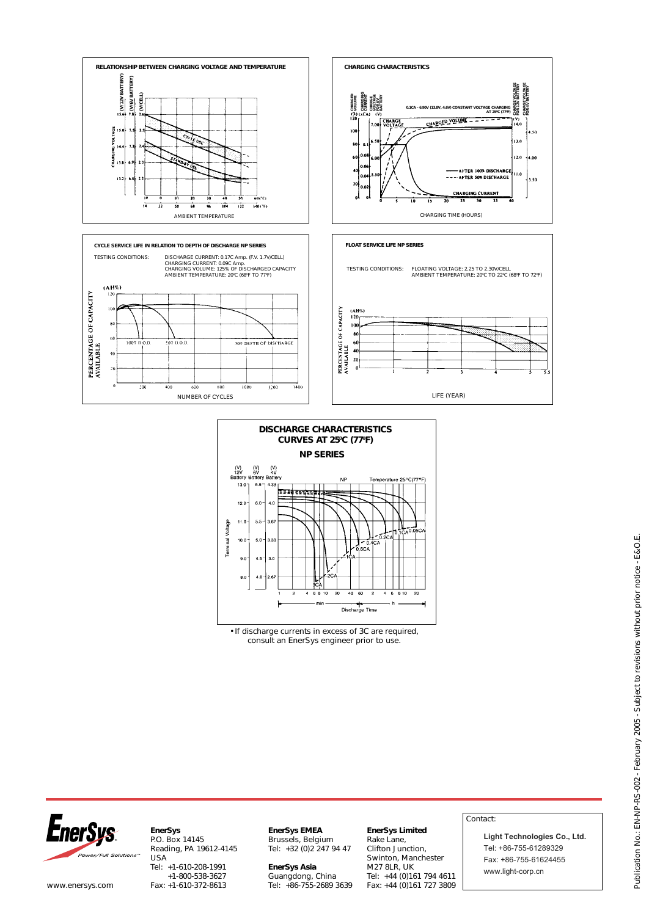**RELATIONSHIP BETWEEN CHARGING VOLTAGE AND TEMPERATURE**

CHARGING VOLTAGE

(V/12V BATTERY) (V/6V BATTERY) (V/CELL)

15.6 7.8 2.6

15.0 7.5 2.5

14.4 7.2 2.4

13.8 6.9 2.3

13.2 6.6 2.2

CYCLE USE

STAND-BY USE

-10 0 10 20 30 40 50 60(°C)

14 32 50 68 86 104 122 140(°F)

AMBIENT TEMPERATURE

**CHARGING CHARACTERISTICS**

CHARGED VOLUME (%) CHARGING CURRENT (xCA) CHARGE VOLTAGE FOR 6V BATTERY (V)

0.1CA - 6.90V (13.8V, 4.6V) CONSTANT VOLTAGE CHARGING AT 25°C (77°F)

CHARGE VOLTAGE FOR 12V BATTERY (V) CHARGE VOLTAGE FOR 4V BATTERY

CHARGE VOLTAGE

CHARGED VOLUME

AFTER 100% DISCHARGE

AFTER 50% DISCHARGE

CHARGING CURRENT

CHARGING TIME (HOURS)

**CYCLE SERVICE LIFE IN RELATION TO DEPTH OF DISCHARGE NP SERIES**

TESTING CONDITIONS: DISCHARGE CURRENT: 0.17C Amp. (F.V. 1.7V/CELL)
CHARGING CURRENT: 0.09C Amp.
CHARGING VOLUME: 125% OF DISCHARGED CAPACITY
AMBIENT TEMPERATURE: 20°C (68°F TO 77°F)

PERCENTAGE OF CAPACITY AVAILABLE (AH%)

100% D.O.D. 50% D.O.D. 30% DEPTH OF DISCHARGE

NUMBER OF CYCLES

**FLOAT SERVICE LIFE NP SERIES**

TESTING CONDITIONS: FLOATING VOLTAGE: 2.25 TO 2.30V/CELL
AMBIENT TEMPERATURE: 20°C TO 22°C (68°F TO 72°F)

PERCENTAGE OF CAPACITY AVAILABLE (AH%)

LIFE (YEAR)

**DISCHARGE CHARACTERISTICS CURVES AT 25°C (77°F)**

**NP SERIES**

(V) 12V Battery (V) 6V Battery (V) 4V Battery

NP Temperature 25°C(77°F)

Terminal Voltage

3CA 2CA 1CA 0.6CA 0.4CA 0.2CA 0.1CA 0.05CA

min h

Discharge Time

• If discharge currents in excess of 3C are required, consult an EnerSys engineer prior to use.

EnerSys Power/Full Solutions

www.enersys.com

**EnerSys**
P.O. Box 14145
Reading, PA 19612-4145
USA
Tel: +1-610-208-1991
+1-800-538-3627
Fax: +1-610-372-8613

**EnerSys EMEA**
Brussels, Belgium
Tel: +32 (0)2 247 94 47

**EnerSys Asia**
Guangdong, China
Tel: +86-755-2689 3639

**EnerSys Limited**
Rake Lane,
Clifton Junction,
Swinton, Manchester
M27 8LR, UK
Tel: +44 (0)161 794 4611
Fax: +44 (0)161 727 3809

Contact:

**Light Technologies Co., Ltd.**
Tel: +86-755-61289329
Fax: +86-755-61624455
www.light-corp.cn

Publication No.: EN-NP-RS-002 - February 2005 - Subject to revisions without prior notice - E&O.E.